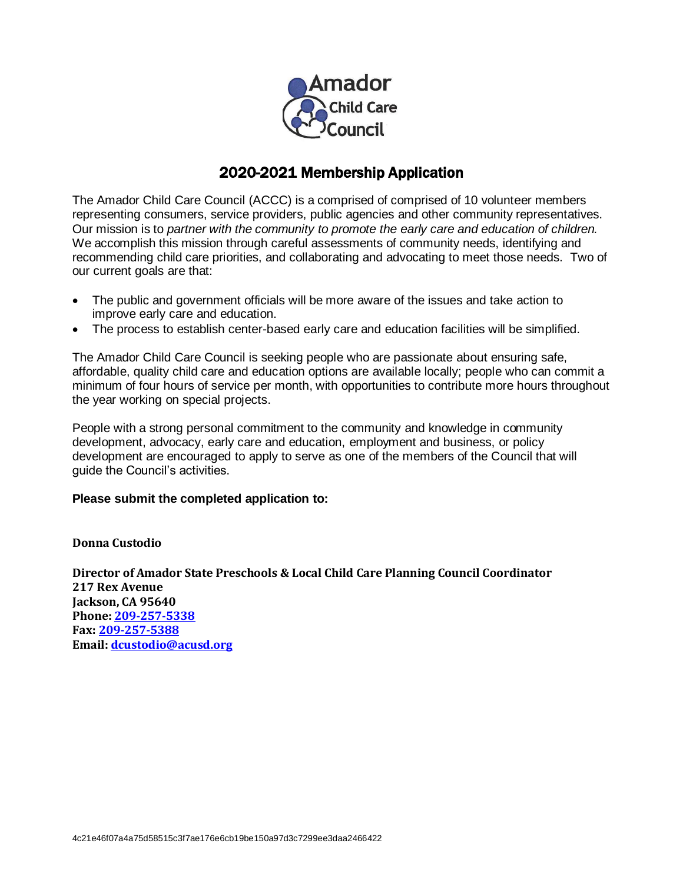Amador Child Care Council

# 2020-2021 Membership Application

The Amador Child Care Council (ACCC) is a comprised of comprised of 10 volunteer members representing consumers, service providers, public agencies and other community representatives. Our mission is to *partner with the community to promote the early care and education of children.* We accomplish this mission through careful assessments of community needs, identifying and recommending child care priorities, and collaborating and advocating to meet those needs. Two of our current goals are that:

- The public and government officials will be more aware of the issues and take action to improve early care and education.
- The process to establish center-based early care and education facilities will be simplified.

The Amador Child Care Council is seeking people who are passionate about ensuring safe, affordable, quality child care and education options are available locally; people who can commit a minimum of four hours of service per month, with opportunities to contribute more hours throughout the year working on special projects.

People with a strong personal commitment to the community and knowledge in community development, advocacy, early care and education, employment and business, or policy development are encouraged to apply to serve as one of the members of the Council that will guide the Council's activities.

**Please submit the completed application to:**

**Donna Custodio**

**Director of Amador State Preschools & Local Child Care Planning Council Coordinator**
**217 Rex Avenue**
**Jackson, CA 95640**
**Phone: 209-257-5338**
**Fax: 209-257-5388**
**Email: dcustodio@acusd.org**

4c21e46f07a4a75d58515c3f7ae176e6cb19be150a97d3c7299ee3daa2466422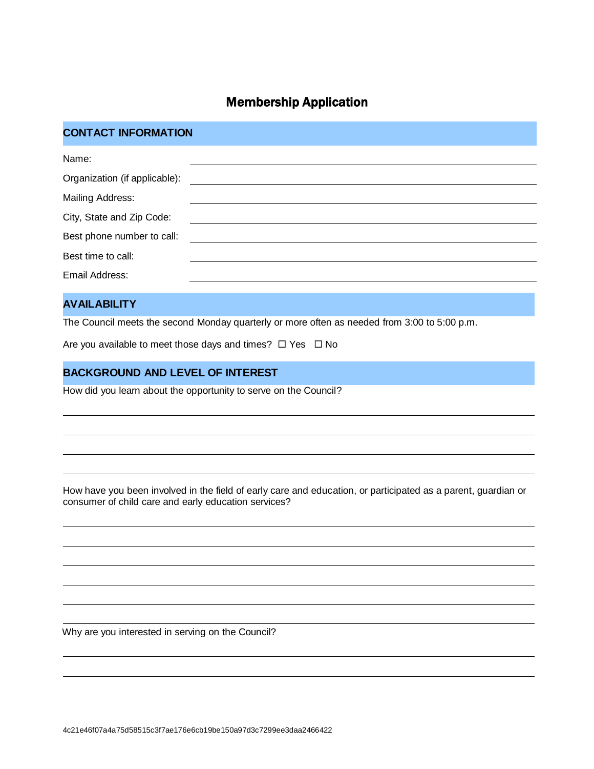# Membership Application

## CONTACT INFORMATION

Name: ______________________________

Organization (if applicable): ______________________________

Mailing Address: ______________________________

City, State and Zip Code: ______________________________

Best phone number to call: ______________________________

Best time to call: ______________________________

Email Address: ______________________________

## AVAILABILITY

The Council meets the second Monday quarterly or more often as needed from 3:00 to 5:00 p.m.

Are you available to meet those days and times? ☐ Yes ☐ No

## BACKGROUND AND LEVEL OF INTEREST

How did you learn about the opportunity to serve on the Council?

______________________________

______________________________

______________________________

______________________________

How have you been involved in the field of early care and education, or participated as a parent, guardian or consumer of child care and early education services?

______________________________

______________________________

______________________________

______________________________

______________________________

______________________________

Why are you interested in serving on the Council?

______________________________

______________________________

4c21e46f07a4a75d58515c3f7ae176e6cb19be150a97d3c7299ee3daa2466422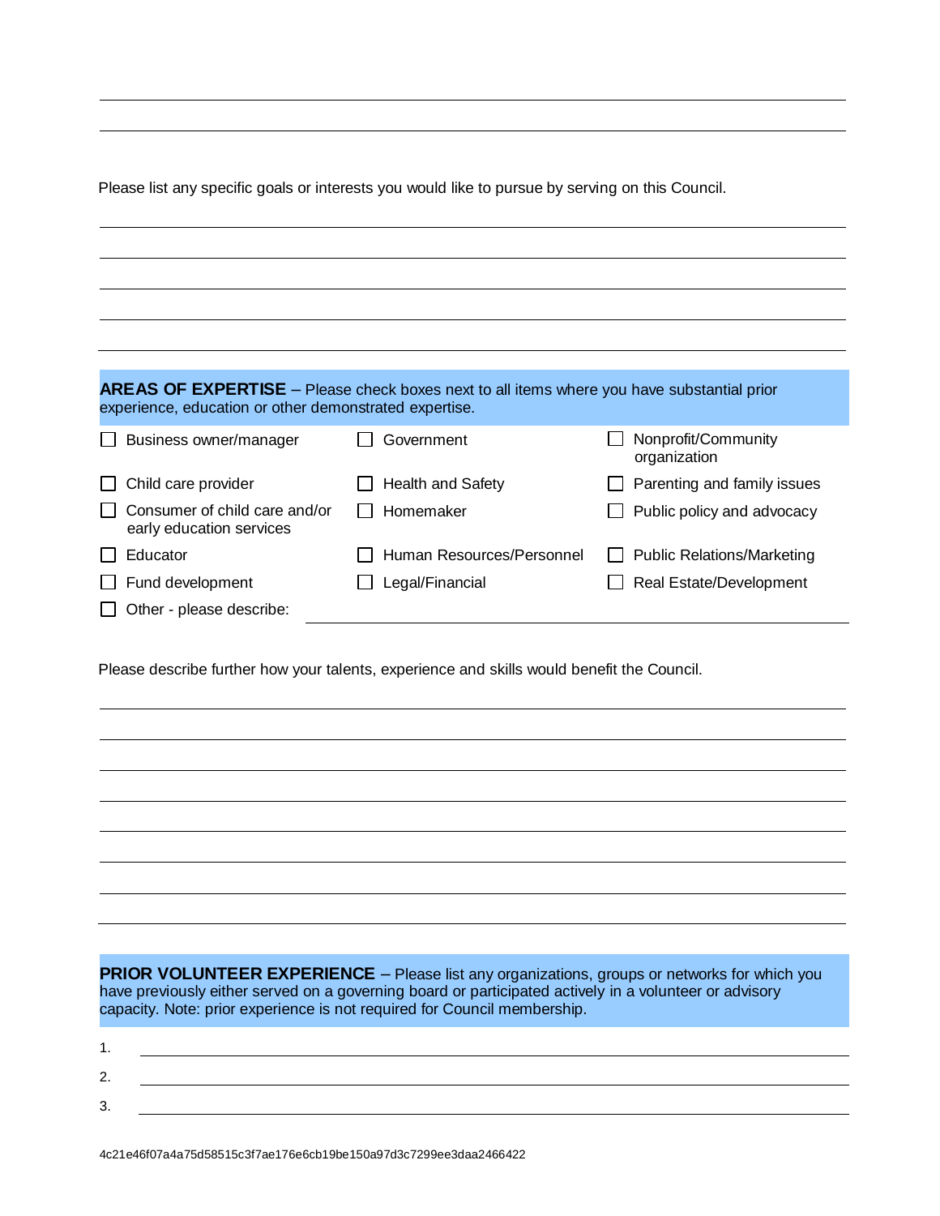Please list any specific goals or interests you would like to pursue by serving on this Council.

## AREAS OF EXPERTISE

Please check boxes next to all items where you have substantial prior experience, education or other demonstrated expertise.

- ☐ Business owner/manager
- ☐ Government
- ☐ Nonprofit/Community organization
- ☐ Child care provider
- ☐ Health and Safety
- ☐ Parenting and family issues
- ☐ Consumer of child care and/or early education services
- ☐ Homemaker
- ☐ Public policy and advocacy
- ☐ Educator
- ☐ Human Resources/Personnel
- ☐ Public Relations/Marketing
- ☐ Fund development
- ☐ Legal/Financial
- ☐ Real Estate/Development
- ☐ Other - please describe: ______________________

Please describe further how your talents, experience and skills would benefit the Council.

## PRIOR VOLUNTEER EXPERIENCE

Please list any organizations, groups or networks for which you have previously either served on a governing board or participated actively in a volunteer or advisory capacity. Note: prior experience is not required for Council membership.

1. ______________________
2. ______________________
3. ______________________

4c21e46f07a4a75d58515c3f7ae176e6cb19be150a97d3c7299ee3daa2466422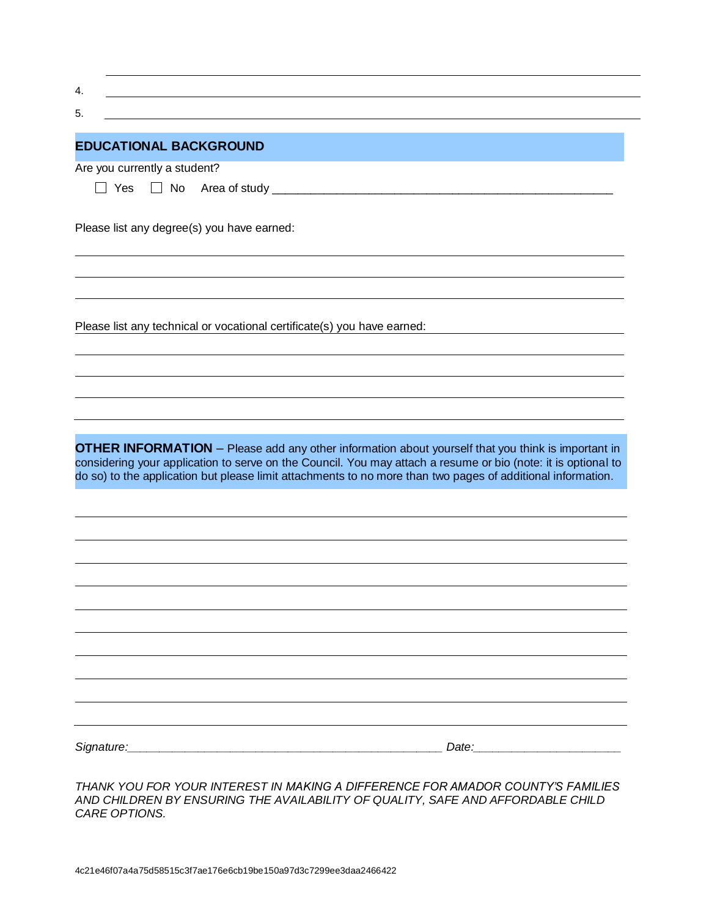4.

5.

## EDUCATIONAL BACKGROUND

Are you currently a student?

☐ Yes ☐ No Area of study ______________________________________________________

Please list any degree(s) you have earned:

Please list any technical or vocational certificate(s) you have earned:

**OTHER INFORMATION** – Please add any other information about yourself that you think is important in considering your application to serve on the Council. You may attach a resume or bio (note: it is optional to do so) to the application but please limit attachments to no more than two pages of additional information.

*Signature:*_______________________________________________ *Date:*______________________

*THANK YOU FOR YOUR INTEREST IN MAKING A DIFFERENCE FOR AMADOR COUNTY'S FAMILIES AND CHILDREN BY ENSURING THE AVAILABILITY OF QUALITY, SAFE AND AFFORDABLE CHILD CARE OPTIONS.*

4c21e46f07a4a75d58515c3f7ae176e6cb19be150a97d3c7299ee3daa2466422